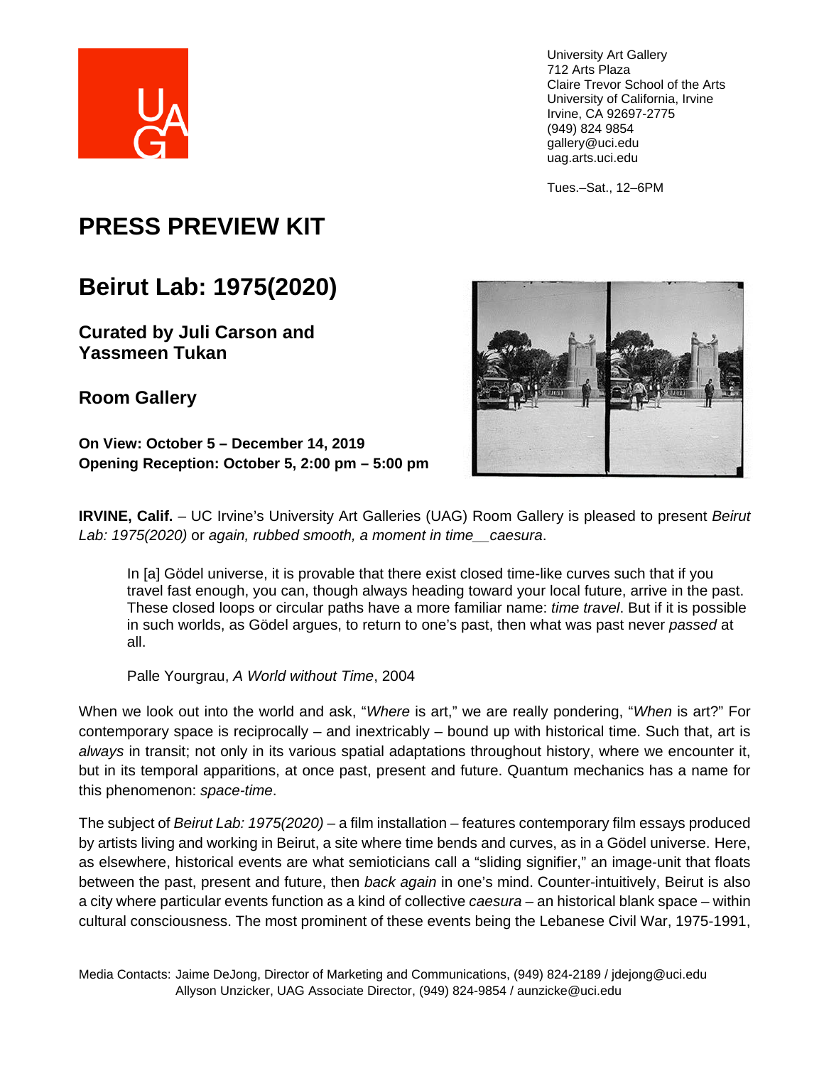University Art Gallery
712 Arts Plaza
Claire Trevor School of the Arts
University of California, Irvine
Irvine, CA 92697-2775
(949) 824 9854
gallery@uci.edu
uag.arts.uci.edu

Tues.–Sat., 12–6PM

# PRESS PREVIEW KIT

## Beirut Lab: 1975(2020)

### Curated by Juli Carson and Yassmeen Tukan

### Room Gallery

**On View: October 5 – December 14, 2019**
**Opening Reception: October 5, 2:00 pm – 5:00 pm**

**IRVINE, Calif.** – UC Irvine's University Art Galleries (UAG) Room Gallery is pleased to present *Beirut Lab: 1975(2020)* or *again, rubbed smooth, a moment in time__caesura*.

> In [a] Gödel universe, it is provable that there exist closed time-like curves such that if you travel fast enough, you can, though always heading toward your local future, arrive in the past. These closed loops or circular paths have a more familiar name: *time travel*. But if it is possible in such worlds, as Gödel argues, to return to one's past, then what was past never *passed* at all.
>
> Palle Yourgrau, *A World without Time*, 2004

When we look out into the world and ask, "*Where* is art," we are really pondering, "*When* is art?" For contemporary space is reciprocally – and inextricably – bound up with historical time. Such that, art is *always* in transit; not only in its various spatial adaptations throughout history, where we encounter it, but in its temporal apparitions, at once past, present and future. Quantum mechanics has a name for this phenomenon: *space-time*.

The subject of *Beirut Lab: 1975(2020)* – a film installation – features contemporary film essays produced by artists living and working in Beirut, a site where time bends and curves, as in a Gödel universe. Here, as elsewhere, historical events are what semioticians call a "sliding signifier," an image-unit that floats between the past, present and future, then *back again* in one's mind. Counter-intuitively, Beirut is also a city where particular events function as a kind of collective *caesura* – an historical blank space – within cultural consciousness. The most prominent of these events being the Lebanese Civil War, 1975-1991,

Media Contacts: Jaime DeJong, Director of Marketing and Communications, (949) 824-2189 / jdejong@uci.edu
Allyson Unzicker, UAG Associate Director, (949) 824-9854 / aunzicke@uci.edu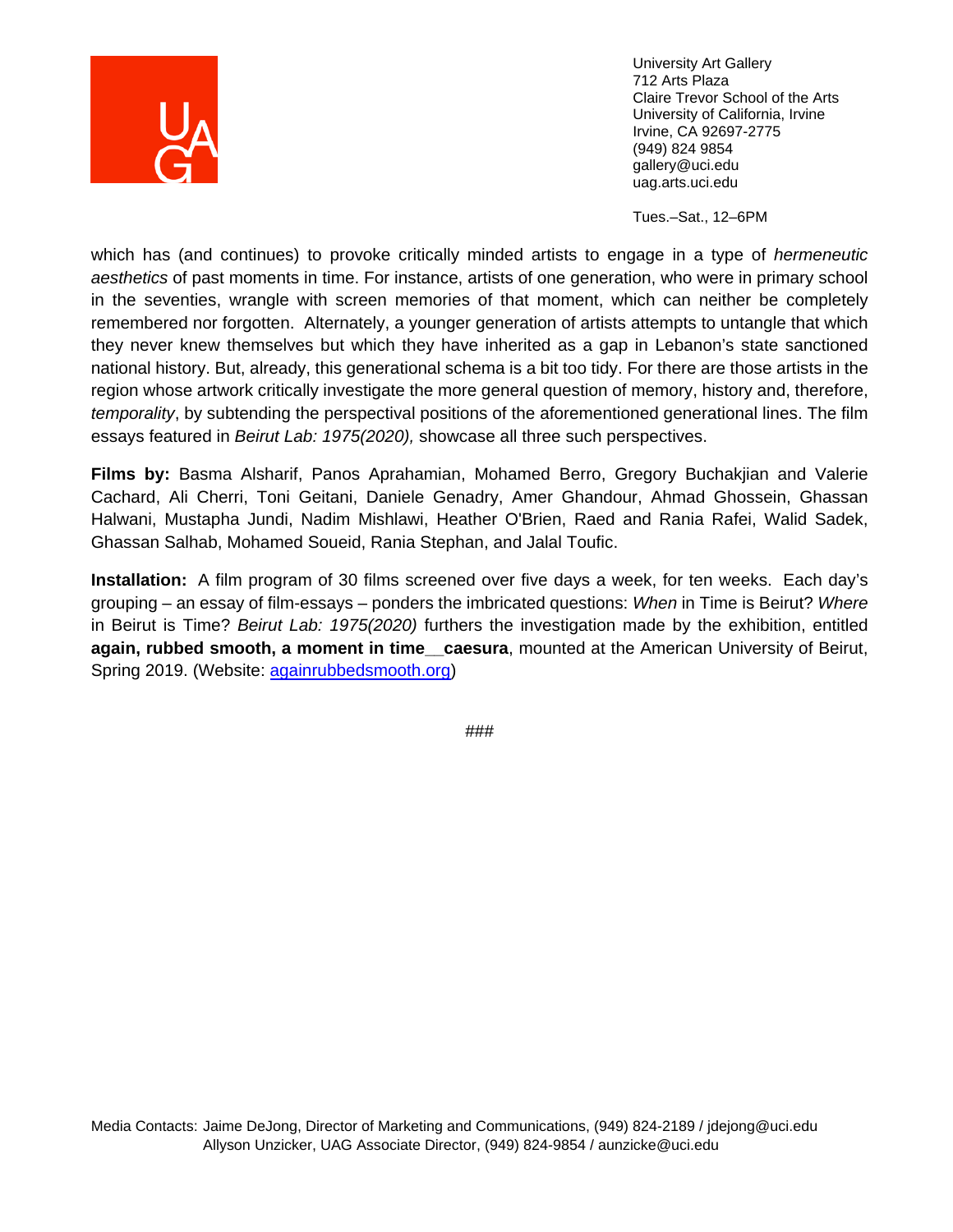which has (and continues) to provoke critically minded artists to engage in a type of *hermeneutic aesthetics* of past moments in time. For instance, artists of one generation, who were in primary school in the seventies, wrangle with screen memories of that moment, which can neither be completely remembered nor forgotten. Alternately, a younger generation of artists attempts to untangle that which they never knew themselves but which they have inherited as a gap in Lebanon's state sanctioned national history. But, already, this generational schema is a bit too tidy. For there are those artists in the region whose artwork critically investigate the more general question of memory, history and, therefore, *temporality*, by subtending the perspectival positions of the aforementioned generational lines. The film essays featured in *Beirut Lab: 1975(2020),* showcase all three such perspectives.

**Films by:** Basma Alsharif, Panos Aprahamian, Mohamed Berro, Gregory Buchakjian and Valerie Cachard, Ali Cherri, Toni Geitani, Daniele Genadry, Amer Ghandour, Ahmad Ghossein, Ghassan Halwani, Mustapha Jundi, Nadim Mishlawi, Heather O'Brien, Raed and Rania Rafei, Walid Sadek, Ghassan Salhab, Mohamed Soueid, Rania Stephan, and Jalal Toufic.

**Installation:** A film program of 30 films screened over five days a week, for ten weeks. Each day's grouping – an essay of film-essays – ponders the imbricated questions: *When* in Time is Beirut? *Where* in Beirut is Time? *Beirut Lab: 1975(2020)* furthers the investigation made by the exhibition, entitled **again, rubbed smooth, a moment in time__caesura**, mounted at the American University of Beirut, Spring 2019. (Website: [againrubbedsmooth.org](againrubbedsmooth.org))

###

Media Contacts: Jaime DeJong, Director of Marketing and Communications, (949) 824-2189 / jdejong@uci.edu
Allyson Unzicker, UAG Associate Director, (949) 824-9854 / aunzicke@uci.edu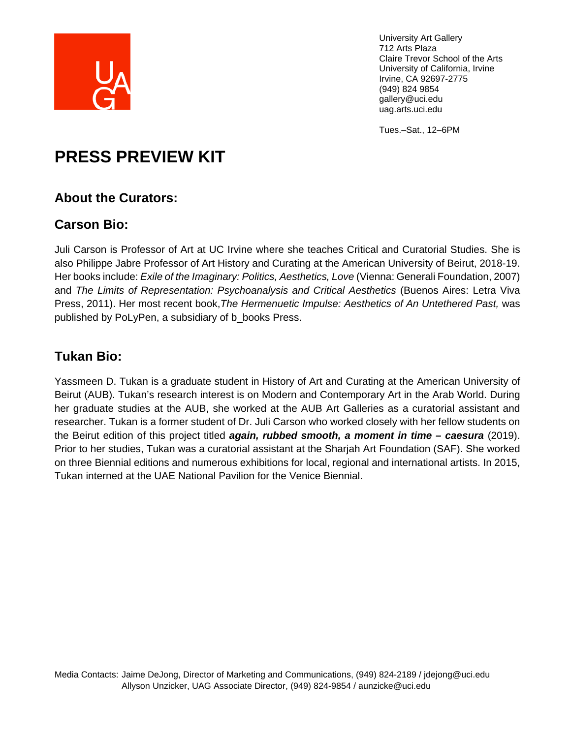University Art Gallery
712 Arts Plaza
Claire Trevor School of the Arts
University of California, Irvine
Irvine, CA 92697-2775
(949) 824 9854
gallery@uci.edu
uag.arts.uci.edu

Tues.–Sat., 12–6PM

# PRESS PREVIEW KIT

## About the Curators:

## Carson Bio:

Juli Carson is Professor of Art at UC Irvine where she teaches Critical and Curatorial Studies. She is also Philippe Jabre Professor of Art History and Curating at the American University of Beirut, 2018-19. Her books include: *Exile of the Imaginary: Politics, Aesthetics, Love* (Vienna: Generali Foundation, 2007) and *The Limits of Representation: Psychoanalysis and Critical Aesthetics* (Buenos Aires: Letra Viva Press, 2011). Her most recent book,*The Hermenuetic Impulse: Aesthetics of An Untethered Past,* was published by PoLyPen, a subsidiary of b_books Press.

## Tukan Bio:

Yassmeen D. Tukan is a graduate student in History of Art and Curating at the American University of Beirut (AUB). Tukan's research interest is on Modern and Contemporary Art in the Arab World. During her graduate studies at the AUB, she worked at the AUB Art Galleries as a curatorial assistant and researcher. Tukan is a former student of Dr. Juli Carson who worked closely with her fellow students on the Beirut edition of this project titled ***again, rubbed smooth, a moment in time – caesura*** (2019). Prior to her studies, Tukan was a curatorial assistant at the Sharjah Art Foundation (SAF). She worked on three Biennial editions and numerous exhibitions for local, regional and international artists. In 2015, Tukan interned at the UAE National Pavilion for the Venice Biennial.

Media Contacts: Jaime DeJong, Director of Marketing and Communications, (949) 824-2189 / jdejong@uci.edu
Allyson Unzicker, UAG Associate Director, (949) 824-9854 / aunzicke@uci.edu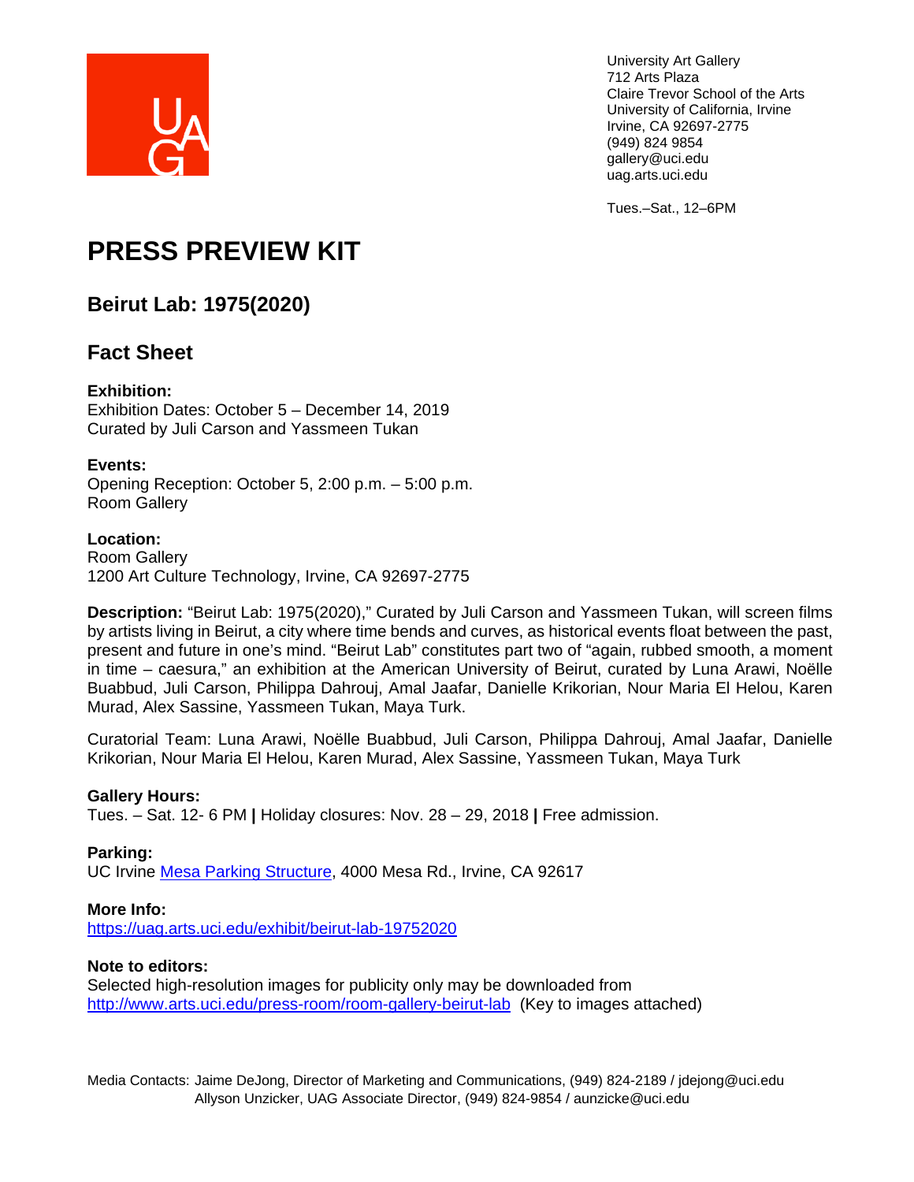University Art Gallery
712 Arts Plaza
Claire Trevor School of the Arts
University of California, Irvine
Irvine, CA 92697-2775
(949) 824 9854
gallery@uci.edu
uag.arts.uci.edu

Tues.–Sat., 12–6PM

# PRESS PREVIEW KIT

## Beirut Lab: 1975(2020)

## Fact Sheet

**Exhibition:**
Exhibition Dates: October 5 – December 14, 2019
Curated by Juli Carson and Yassmeen Tukan

**Events:**
Opening Reception: October 5, 2:00 p.m. – 5:00 p.m.
Room Gallery

**Location:**
Room Gallery
1200 Art Culture Technology, Irvine, CA 92697-2775

**Description:** "Beirut Lab: 1975(2020)," Curated by Juli Carson and Yassmeen Tukan, will screen films by artists living in Beirut, a city where time bends and curves, as historical events float between the past, present and future in one's mind. "Beirut Lab" constitutes part two of "again, rubbed smooth, a moment in time – caesura," an exhibition at the American University of Beirut, curated by Luna Arawi, Noëlle Buabbud, Juli Carson, Philippa Dahrouj, Amal Jaafar, Danielle Krikorian, Nour Maria El Helou, Karen Murad, Alex Sassine, Yassmeen Tukan, Maya Turk.

Curatorial Team: Luna Arawi, Noëlle Buabbud, Juli Carson, Philippa Dahrouj, Amal Jaafar, Danielle Krikorian, Nour Maria El Helou, Karen Murad, Alex Sassine, Yassmeen Tukan, Maya Turk

**Gallery Hours:**
Tues. – Sat. 12- 6 PM **|** Holiday closures: Nov. 28 – 29, 2018 **|** Free admission.

**Parking:**
UC Irvine [Mesa Parking Structure](), 4000 Mesa Rd., Irvine, CA 92617

**More Info:**
[https://uag.arts.uci.edu/exhibit/beirut-lab-19752020](https://uag.arts.uci.edu/exhibit/beirut-lab-19752020)

**Note to editors:**
Selected high-resolution images for publicity only may be downloaded from [http://www.arts.uci.edu/press-room/room-gallery-beirut-lab](http://www.arts.uci.edu/press-room/room-gallery-beirut-lab) (Key to images attached)

Media Contacts: Jaime DeJong, Director of Marketing and Communications, (949) 824-2189 / jdejong@uci.edu
Allyson Unzicker, UAG Associate Director, (949) 824-9854 / aunzicke@uci.edu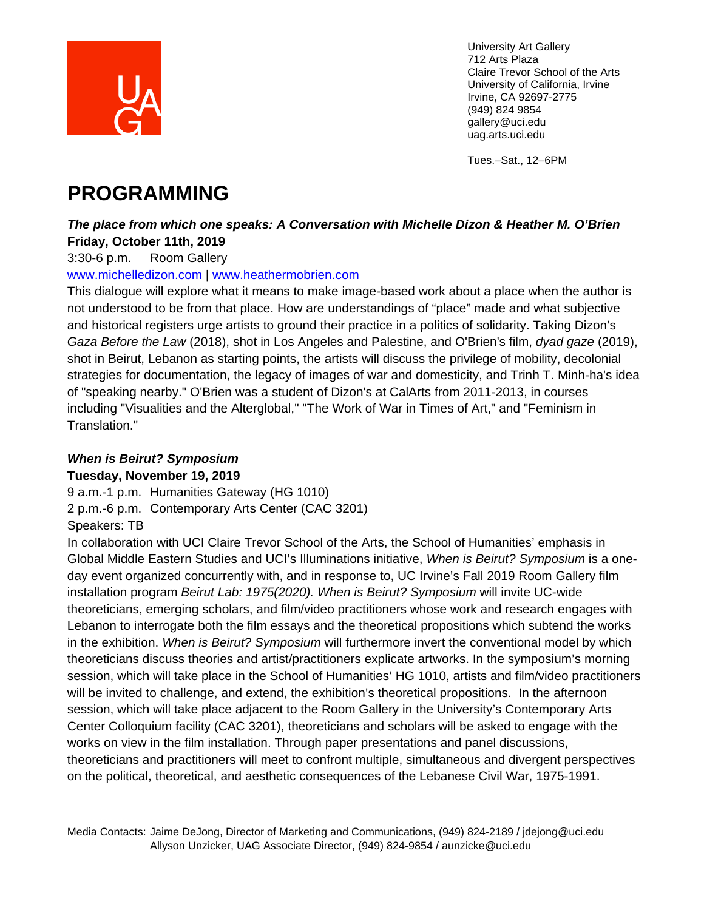University Art Gallery
712 Arts Plaza
Claire Trevor School of the Arts
University of California, Irvine
Irvine, CA 92697-2775
(949) 824 9854
gallery@uci.edu
uag.arts.uci.edu

Tues.–Sat., 12–6PM

# PROGRAMMING

***The place from which one speaks: A Conversation with Michelle Dizon & Heather M. O'Brien***
**Friday, October 11th, 2019**
3:30-6 p.m. Room Gallery
www.michelledizon.com | www.heathermobrien.com

This dialogue will explore what it means to make image-based work about a place when the author is not understood to be from that place. How are understandings of "place" made and what subjective and historical registers urge artists to ground their practice in a politics of solidarity. Taking Dizon's *Gaza Before the Law* (2018), shot in Los Angeles and Palestine, and O'Brien's film, *dyad gaze* (2019), shot in Beirut, Lebanon as starting points, the artists will discuss the privilege of mobility, decolonial strategies for documentation, the legacy of images of war and domesticity, and Trinh T. Minh-ha's idea of "speaking nearby." O'Brien was a student of Dizon's at CalArts from 2011-2013, in courses including "Visualities and the Alterglobal," "The Work of War in Times of Art," and "Feminism in Translation."

***When is Beirut? Symposium***
**Tuesday, November 19, 2019**
9 a.m.-1 p.m. Humanities Gateway (HG 1010)
2 p.m.-6 p.m. Contemporary Arts Center (CAC 3201)
Speakers: TB

In collaboration with UCI Claire Trevor School of the Arts, the School of Humanities' emphasis in Global Middle Eastern Studies and UCI's Illuminations initiative, *When is Beirut? Symposium* is a one-day event organized concurrently with, and in response to, UC Irvine's Fall 2019 Room Gallery film installation program *Beirut Lab: 1975(2020). When is Beirut? Symposium* will invite UC-wide theoreticians, emerging scholars, and film/video practitioners whose work and research engages with Lebanon to interrogate both the film essays and the theoretical propositions which subtend the works in the exhibition. *When is Beirut? Symposium* will furthermore invert the conventional model by which theoreticians discuss theories and artist/practitioners explicate artworks. In the symposium's morning session, which will take place in the School of Humanities' HG 1010, artists and film/video practitioners will be invited to challenge, and extend, the exhibition's theoretical propositions. In the afternoon session, which will take place adjacent to the Room Gallery in the University's Contemporary Arts Center Colloquium facility (CAC 3201), theoreticians and scholars will be asked to engage with the works on view in the film installation. Through paper presentations and panel discussions, theoreticians and practitioners will meet to confront multiple, simultaneous and divergent perspectives on the political, theoretical, and aesthetic consequences of the Lebanese Civil War, 1975-1991.

Media Contacts: Jaime DeJong, Director of Marketing and Communications, (949) 824-2189 / jdejong@uci.edu
Allyson Unzicker, UAG Associate Director, (949) 824-9854 / aunzicke@uci.edu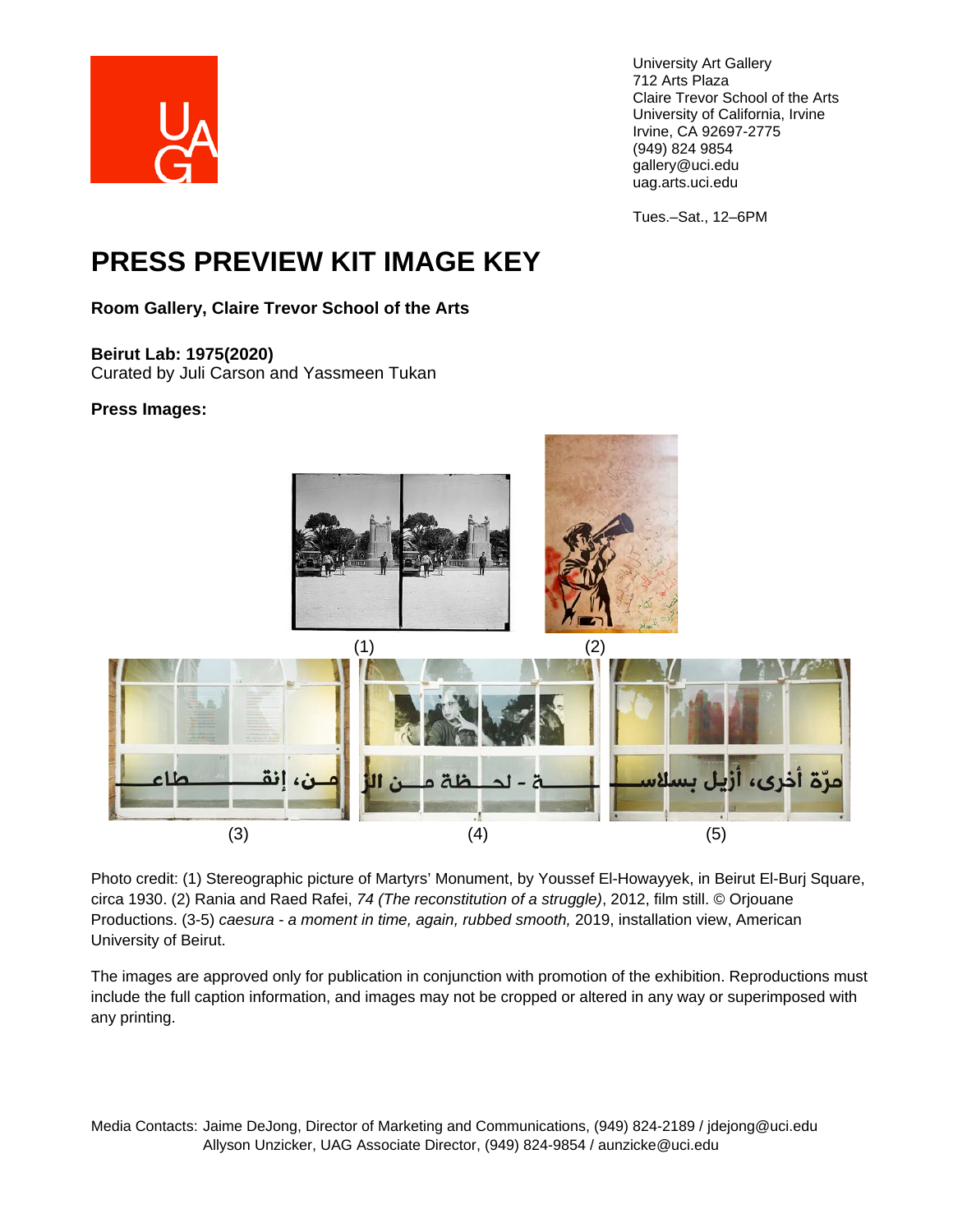University Art Gallery
712 Arts Plaza
Claire Trevor School of the Arts
University of California, Irvine
Irvine, CA 92697-2775
(949) 824 9854
gallery@uci.edu
uag.arts.uci.edu

Tues.–Sat., 12–6PM

# PRESS PREVIEW KIT IMAGE KEY

**Room Gallery, Claire Trevor School of the Arts**

**Beirut Lab: 1975(2020)**
Curated by Juli Carson and Yassmeen Tukan

**Press Images:**

(1) (2)

(3) (4) (5)

Photo credit: (1) Stereographic picture of Martyrs' Monument, by Youssef El-Howayyek, in Beirut El-Burj Square, circa 1930. (2) Rania and Raed Rafei, *74 (The reconstitution of a struggle)*, 2012, film still. © Orjouane Productions. (3-5) *caesura - a moment in time, again, rubbed smooth,* 2019, installation view, American University of Beirut.

The images are approved only for publication in conjunction with promotion of the exhibition. Reproductions must include the full caption information, and images may not be cropped or altered in any way or superimposed with any printing.

Media Contacts: Jaime DeJong, Director of Marketing and Communications, (949) 824-2189 / jdejong@uci.edu
Allyson Unzicker, UAG Associate Director, (949) 824-9854 / aunzicke@uci.edu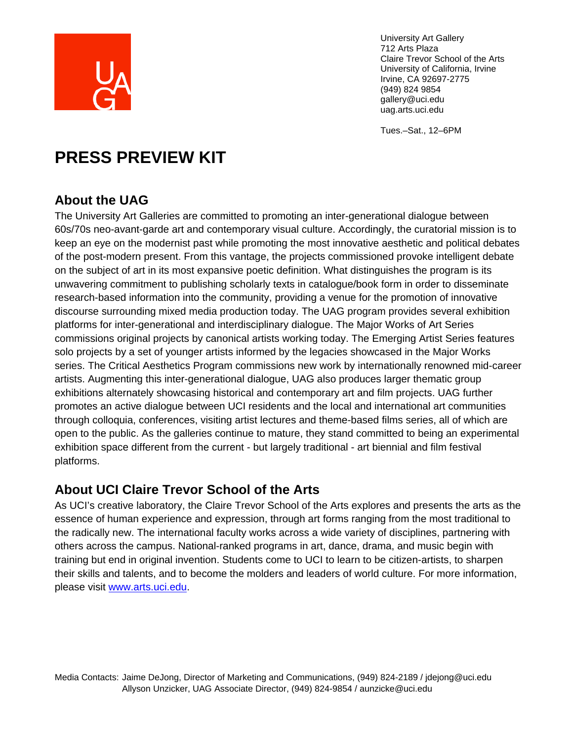University Art Gallery
712 Arts Plaza
Claire Trevor School of the Arts
University of California, Irvine
Irvine, CA 92697-2775
(949) 824 9854
gallery@uci.edu
uag.arts.uci.edu

Tues.–Sat., 12–6PM

# PRESS PREVIEW KIT

## About the UAG

The University Art Galleries are committed to promoting an inter-generational dialogue between 60s/70s neo-avant-garde art and contemporary visual culture. Accordingly, the curatorial mission is to keep an eye on the modernist past while promoting the most innovative aesthetic and political debates of the post-modern present. From this vantage, the projects commissioned provoke intelligent debate on the subject of art in its most expansive poetic definition. What distinguishes the program is its unwavering commitment to publishing scholarly texts in catalogue/book form in order to disseminate research-based information into the community, providing a venue for the promotion of innovative discourse surrounding mixed media production today. The UAG program provides several exhibition platforms for inter-generational and interdisciplinary dialogue. The Major Works of Art Series commissions original projects by canonical artists working today. The Emerging Artist Series features solo projects by a set of younger artists informed by the legacies showcased in the Major Works series. The Critical Aesthetics Program commissions new work by internationally renowned mid-career artists. Augmenting this inter-generational dialogue, UAG also produces larger thematic group exhibitions alternately showcasing historical and contemporary art and film projects. UAG further promotes an active dialogue between UCI residents and the local and international art communities through colloquia, conferences, visiting artist lectures and theme-based films series, all of which are open to the public. As the galleries continue to mature, they stand committed to being an experimental exhibition space different from the current - but largely traditional - art biennial and film festival platforms.

## About UCI Claire Trevor School of the Arts

As UCI's creative laboratory, the Claire Trevor School of the Arts explores and presents the arts as the essence of human experience and expression, through art forms ranging from the most traditional to the radically new. The international faculty works across a wide variety of disciplines, partnering with others across the campus. National-ranked programs in art, dance, drama, and music begin with training but end in original invention. Students come to UCI to learn to be citizen-artists, to sharpen their skills and talents, and to become the molders and leaders of world culture. For more information, please visit [www.arts.uci.edu](http://www.arts.uci.edu).

Media Contacts: Jaime DeJong, Director of Marketing and Communications, (949) 824-2189 / jdejong@uci.edu
Allyson Unzicker, UAG Associate Director, (949) 824-9854 / aunzicke@uci.edu